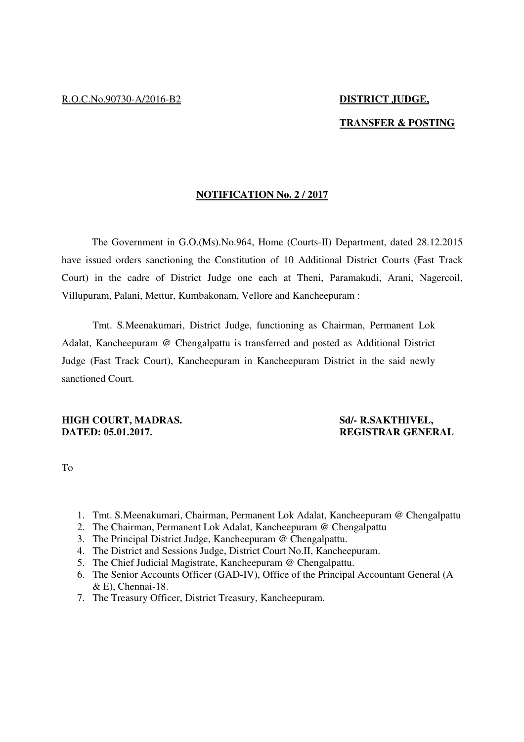R.O.C.No.90730-A/2016-B2

**DISTRICT JUDGE,**

**TRANSFER & POSTING**

**NOTIFICATION No. 2 / 2017**

The Government in G.O.(Ms).No.964, Home (Courts-II) Department, dated 28.12.2015 have issued orders sanctioning the Constitution of 10 Additional District Courts (Fast Track Court) in the cadre of District Judge one each at Theni, Paramakudi, Arani, Nagercoil, Villupuram, Palani, Mettur, Kumbakonam, Vellore and Kancheepuram :

Tmt. S.Meenakumari, District Judge, functioning as Chairman, Permanent Lok Adalat, Kancheepuram @ Chengalpattu is transferred and posted as Additional District Judge (Fast Track Court), Kancheepuram in Kancheepuram District in the said newly sanctioned Court.

**HIGH COURT, MADRAS.**
**DATED: 05.01.2017.**

**Sd/- R.SAKTHIVEL,**
**REGISTRAR GENERAL**

To

1. Tmt. S.Meenakumari, Chairman, Permanent Lok Adalat, Kancheepuram @ Chengalpattu
2. The Chairman, Permanent Lok Adalat, Kancheepuram @ Chengalpattu
3. The Principal District Judge, Kancheepuram @ Chengalpattu.
4. The District and Sessions Judge, District Court No.II, Kancheepuram.
5. The Chief Judicial Magistrate, Kancheepuram @ Chengalpattu.
6. The Senior Accounts Officer (GAD-IV), Office of the Principal Accountant General (A & E), Chennai-18.
7. The Treasury Officer, District Treasury, Kancheepuram.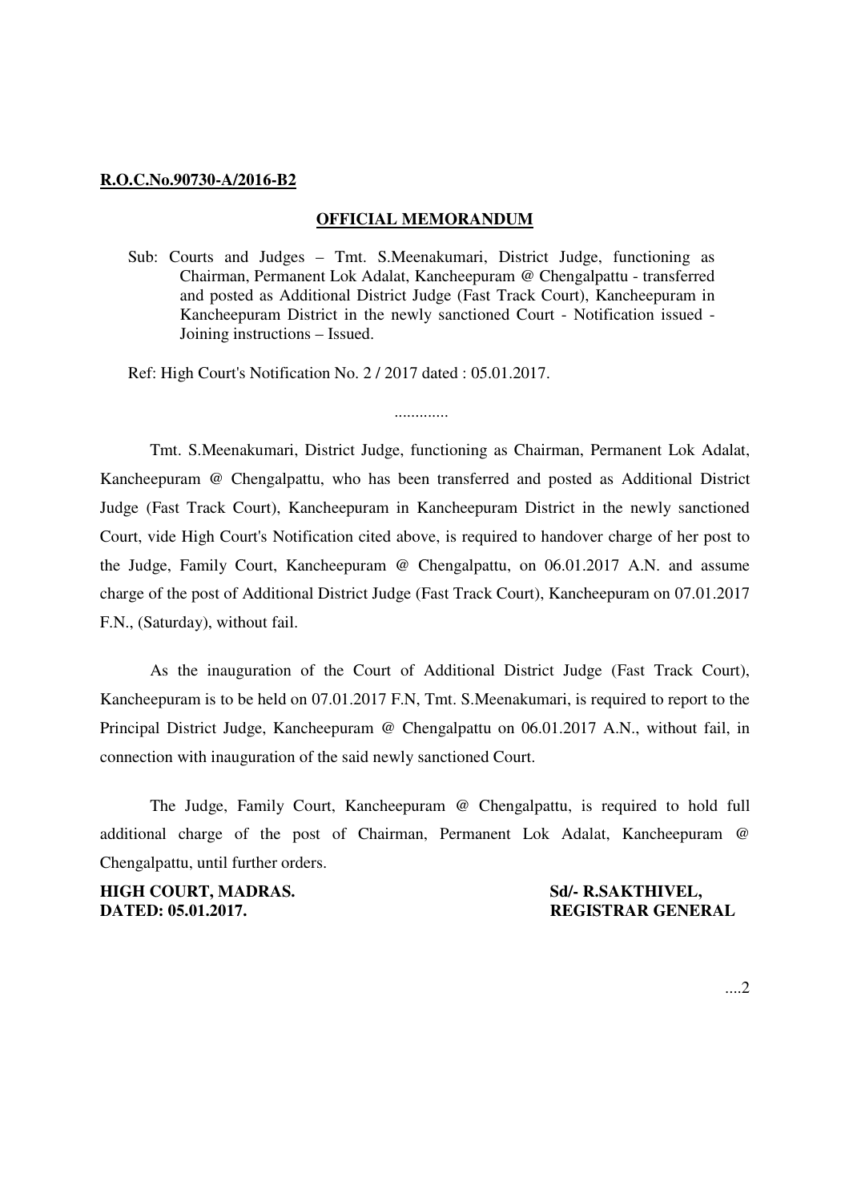**R.O.C.No.90730-A/2016-B2**

**OFFICIAL MEMORANDUM**

Sub: Courts and Judges – Tmt. S.Meenakumari, District Judge, functioning as Chairman, Permanent Lok Adalat, Kancheepuram @ Chengalpattu - transferred and posted as Additional District Judge (Fast Track Court), Kancheepuram in Kancheepuram District in the newly sanctioned Court - Notification issued - Joining instructions – Issued.

Ref: High Court's Notification No. 2 / 2017 dated : 05.01.2017.

.............

Tmt. S.Meenakumari, District Judge, functioning as Chairman, Permanent Lok Adalat, Kancheepuram @ Chengalpattu, who has been transferred and posted as Additional District Judge (Fast Track Court), Kancheepuram in Kancheepuram District in the newly sanctioned Court, vide High Court's Notification cited above, is required to handover charge of her post to the Judge, Family Court, Kancheepuram @ Chengalpattu, on 06.01.2017 A.N. and assume charge of the post of Additional District Judge (Fast Track Court), Kancheepuram on 07.01.2017 F.N., (Saturday), without fail.

As the inauguration of the Court of Additional District Judge (Fast Track Court), Kancheepuram is to be held on 07.01.2017 F.N, Tmt. S.Meenakumari, is required to report to the Principal District Judge, Kancheepuram @ Chengalpattu on 06.01.2017 A.N., without fail, in connection with inauguration of the said newly sanctioned Court.

The Judge, Family Court, Kancheepuram @ Chengalpattu, is required to hold full additional charge of the post of Chairman, Permanent Lok Adalat, Kancheepuram @ Chengalpattu, until further orders.

**HIGH COURT, MADRAS.** **Sd/- R.SAKTHIVEL,**
**DATED: 05.01.2017.** **REGISTRAR GENERAL**

....2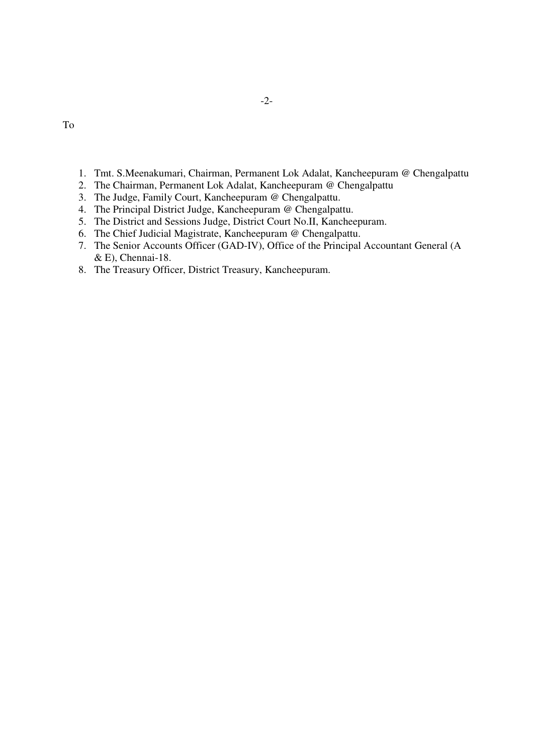To

1. Tmt. S.Meenakumari, Chairman, Permanent Lok Adalat, Kancheepuram @ Chengalpattu
2. The Chairman, Permanent Lok Adalat, Kancheepuram @ Chengalpattu
3. The Judge, Family Court, Kancheepuram @ Chengalpattu.
4. The Principal District Judge, Kancheepuram @ Chengalpattu.
5. The District and Sessions Judge, District Court No.II, Kancheepuram.
6. The Chief Judicial Magistrate, Kancheepuram @ Chengalpattu.
7. The Senior Accounts Officer (GAD-IV), Office of the Principal Accountant General (A & E), Chennai-18.
8. The Treasury Officer, District Treasury, Kancheepuram.